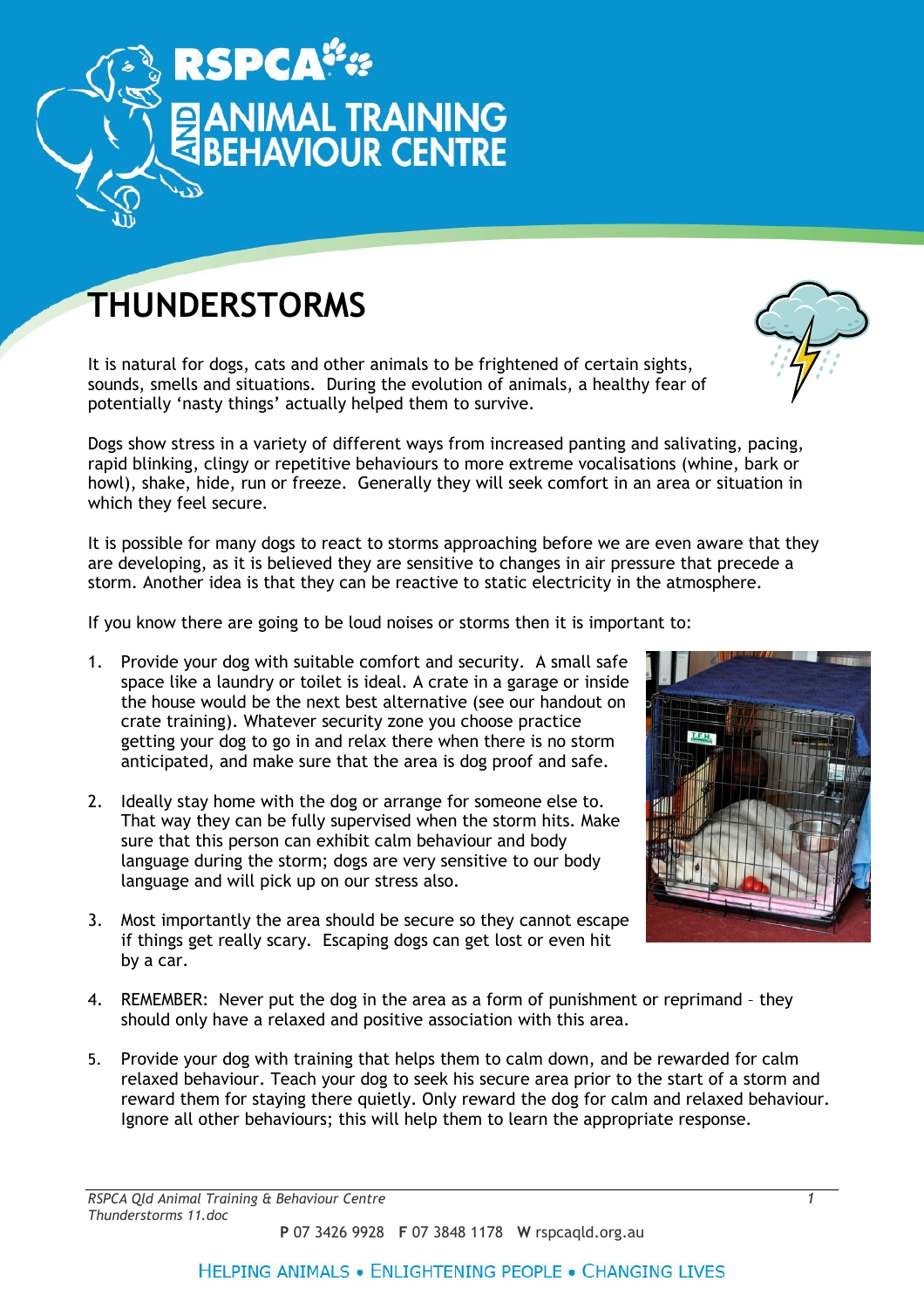# THUNDERSTORMS

It is natural for dogs, cats and other animals to be frightened of certain sights, sounds, smells and situations. During the evolution of animals, a healthy fear of potentially 'nasty things' actually helped them to survive.

Dogs show stress in a variety of different ways from increased panting and salivating, pacing, rapid blinking, clingy or repetitive behaviours to more extreme vocalisations (whine, bark or howl), shake, hide, run or freeze. Generally they will seek comfort in an area or situation in which they feel secure.

It is possible for many dogs to react to storms approaching before we are even aware that they are developing, as it is believed they are sensitive to changes in air pressure that precede a storm. Another idea is that they can be reactive to static electricity in the atmosphere.

If you know there are going to be loud noises or storms then it is important to:

1. Provide your dog with suitable comfort and security. A small safe space like a laundry or toilet is ideal. A crate in a garage or inside the house would be the next best alternative (see our handout on crate training). Whatever security zone you choose practice getting your dog to go in and relax there when there is no storm anticipated, and make sure that the area is dog proof and safe.

2. Ideally stay home with the dog or arrange for someone else to. That way they can be fully supervised when the storm hits. Make sure that this person can exhibit calm behaviour and body language during the storm; dogs are very sensitive to our body language and will pick up on our stress also.

3. Most importantly the area should be secure so they cannot escape if things get really scary. Escaping dogs can get lost or even hit by a car.

4. REMEMBER: Never put the dog in the area as a form of punishment or reprimand – they should only have a relaxed and positive association with this area.

5. Provide your dog with training that helps them to calm down, and be rewarded for calm relaxed behaviour. Teach your dog to seek his secure area prior to the start of a storm and reward them for staying there quietly. Only reward the dog for calm and relaxed behaviour. Ignore all other behaviours; this will help them to learn the appropriate response.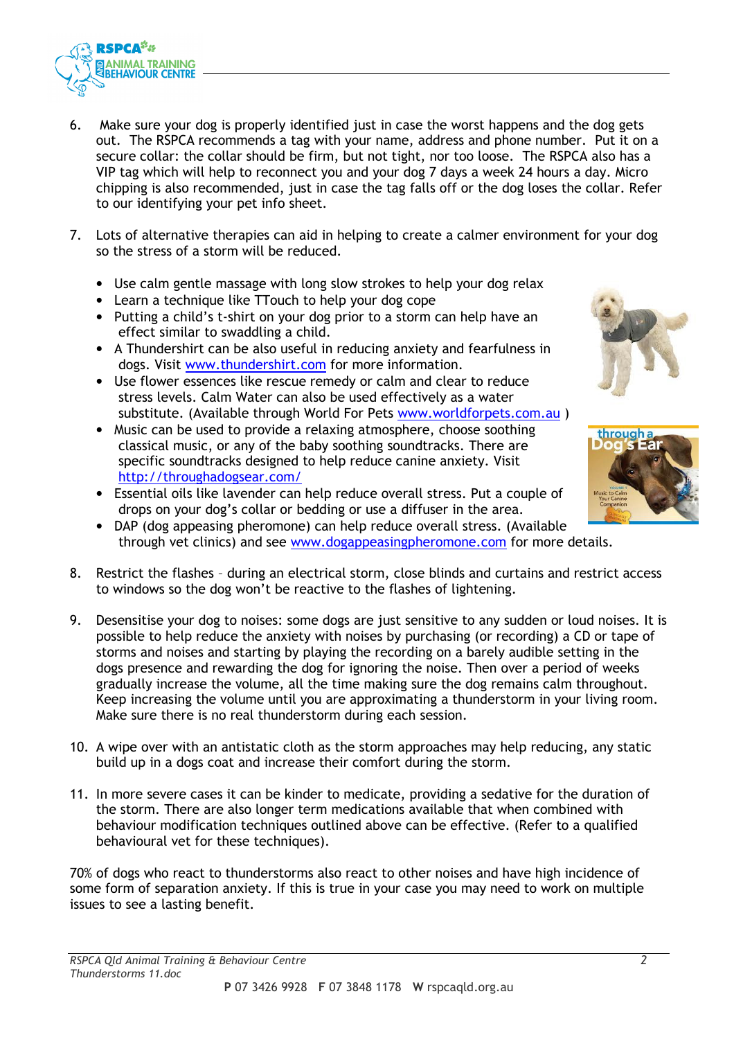6. Make sure your dog is properly identified just in case the worst happens and the dog gets out. The RSPCA recommends a tag with your name, address and phone number. Put it on a secure collar: the collar should be firm, but not tight, nor too loose. The RSPCA also has a VIP tag which will help to reconnect you and your dog 7 days a week 24 hours a day. Micro chipping is also recommended, just in case the tag falls off or the dog loses the collar. Refer to our identifying your pet info sheet.

7. Lots of alternative therapies can aid in helping to create a calmer environment for your dog so the stress of a storm will be reduced.

   - Use calm gentle massage with long slow strokes to help your dog relax
   - Learn a technique like TTouch to help your dog cope
   - Putting a child's t-shirt on your dog prior to a storm can help have an effect similar to swaddling a child.
   - A Thundershirt can be also useful in reducing anxiety and fearfulness in dogs. Visit www.thundershirt.com for more information.
   - Use flower essences like rescue remedy or calm and clear to reduce stress levels. Calm Water can also be used effectively as a water substitute. (Available through World For Pets www.worldforpets.com.au )
   - Music can be used to provide a relaxing atmosphere, choose soothing classical music, or any of the baby soothing soundtracks. There are specific soundtracks designed to help reduce canine anxiety. Visit http://throughadogsear.com/
   - Essential oils like lavender can help reduce overall stress. Put a couple of drops on your dog's collar or bedding or use a diffuser in the area.
   - DAP (dog appeasing pheromone) can help reduce overall stress. (Available through vet clinics) and see www.dogappeasingpheromone.com for more details.

8. Restrict the flashes – during an electrical storm, close blinds and curtains and restrict access to windows so the dog won't be reactive to the flashes of lightening.

9. Desensitise your dog to noises: some dogs are just sensitive to any sudden or loud noises. It is possible to help reduce the anxiety with noises by purchasing (or recording) a CD or tape of storms and noises and starting by playing the recording on a barely audible setting in the dogs presence and rewarding the dog for ignoring the noise. Then over a period of weeks gradually increase the volume, all the time making sure the dog remains calm throughout. Keep increasing the volume until you are approximating a thunderstorm in your living room. Make sure there is no real thunderstorm during each session.

10. A wipe over with an antistatic cloth as the storm approaches may help reducing, any static build up in a dogs coat and increase their comfort during the storm.

11. In more severe cases it can be kinder to medicate, providing a sedative for the duration of the storm. There are also longer term medications available that when combined with behaviour modification techniques outlined above can be effective. (Refer to a qualified behavioural vet for these techniques).

70% of dogs who react to thunderstorms also react to other noises and have high incidence of some form of separation anxiety. If this is true in your case you may need to work on multiple issues to see a lasting benefit.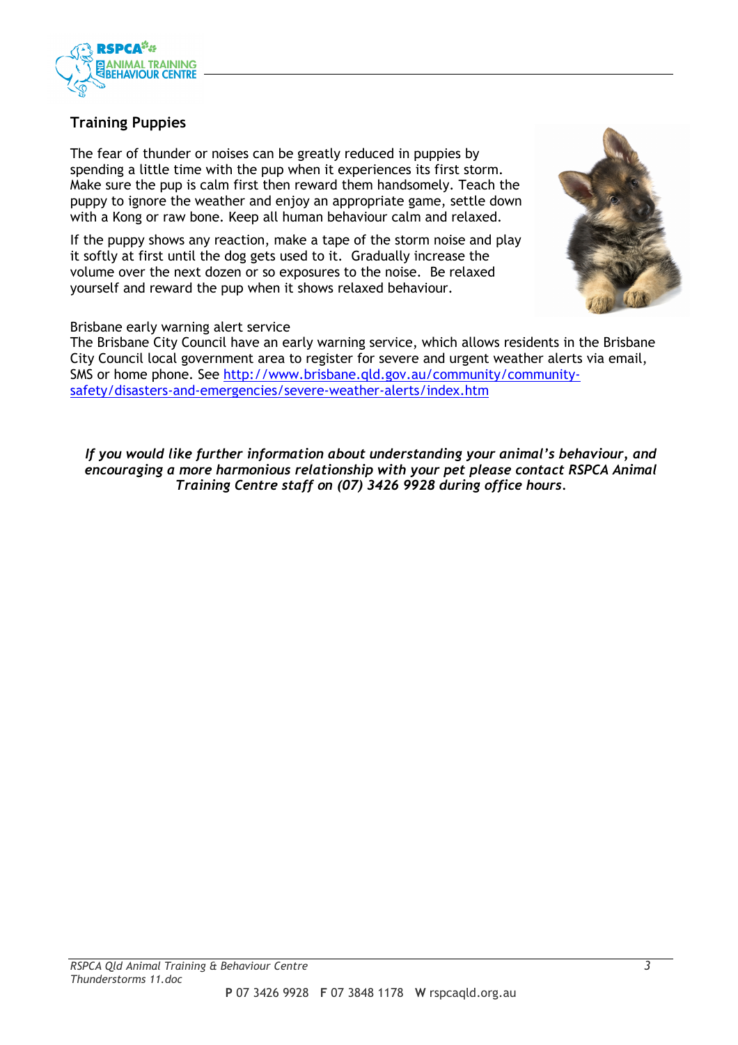### Training Puppies

The fear of thunder or noises can be greatly reduced in puppies by spending a little time with the pup when it experiences its first storm. Make sure the pup is calm first then reward them handsomely. Teach the puppy to ignore the weather and enjoy an appropriate game, settle down with a Kong or raw bone. Keep all human behaviour calm and relaxed.

If the puppy shows any reaction, make a tape of the storm noise and play it softly at first until the dog gets used to it. Gradually increase the volume over the next dozen or so exposures to the noise. Be relaxed yourself and reward the pup when it shows relaxed behaviour.

Brisbane early warning alert service
The Brisbane City Council have an early warning service, which allows residents in the Brisbane City Council local government area to register for severe and urgent weather alerts via email, SMS or home phone. See [http://www.brisbane.qld.gov.au/community-safety/disasters-and-emergencies/severe-weather-alerts/index.htm](http://www.brisbane.qld.gov.au/community-safety/disasters-and-emergencies/severe-weather-alerts/index.htm)

***If you would like further information about understanding your animal's behaviour, and encouraging a more harmonious relationship with your pet please contact RSPCA Animal Training Centre staff on (07) 3426 9928 during office hours.***